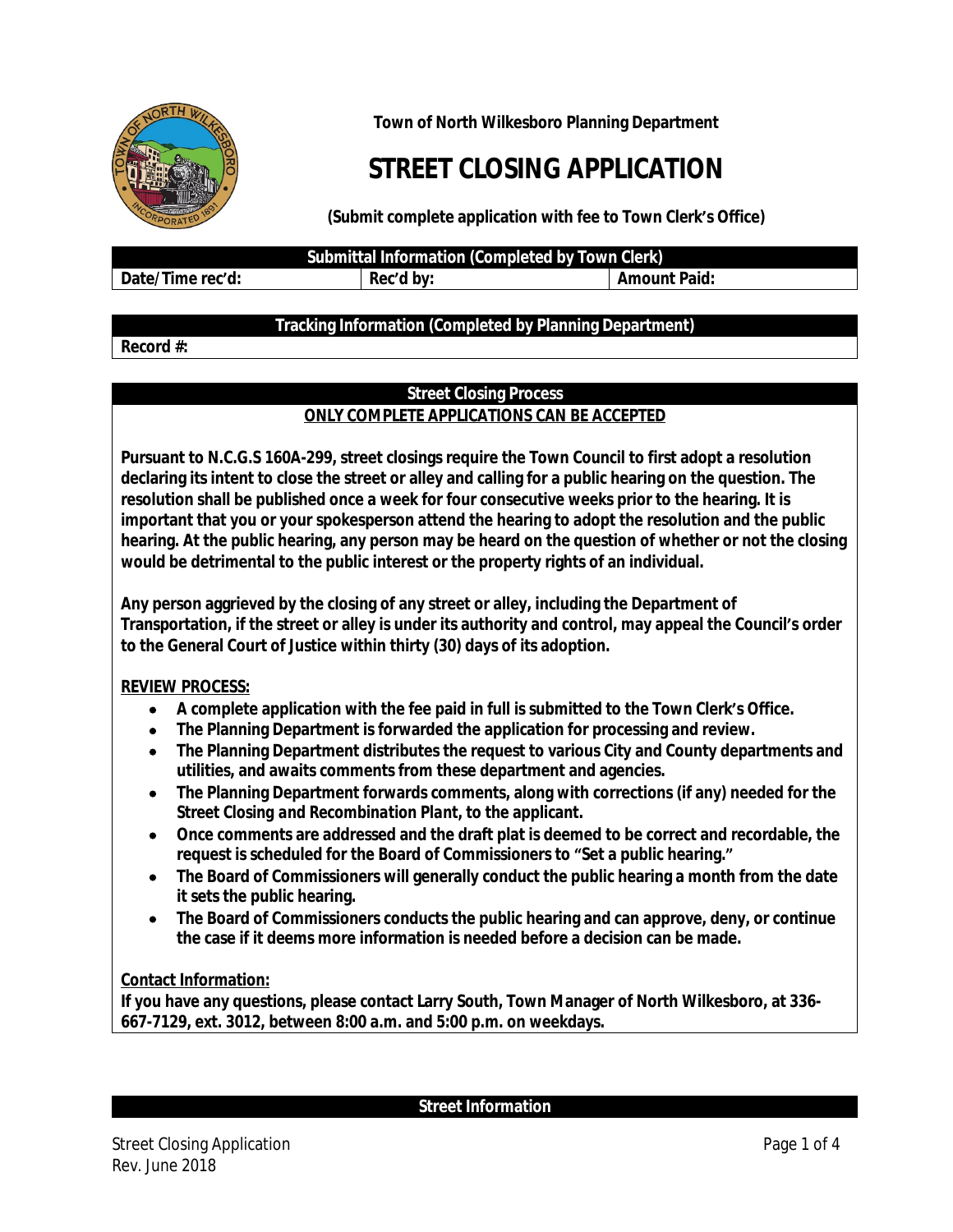Town of North Wilkesboro Planning Department

# STREET CLOSING APPLICATION

**(Submit complete application with fee to Town Clerk's Office)**

| Submittal Information (Completed by Town Clerk) | | |
|---|---|---|
| **Date/Time rec'd:** | **Rec'd by:** | **Amount Paid:** |

| Tracking Information (Completed by Planning Department) |
|---|
| **Record #:** |

## Street Closing Process

**ONLY COMPLETE APPLICATIONS CAN BE ACCEPTED**

**Pursuant to N.C.G.S 160A-299, street closings require the Town Council to first adopt a resolution declaring its intent to close the street or alley and calling for a public hearing on the question. The resolution shall be published once a week for four consecutive weeks prior to the hearing. It is important that you or your spokesperson attend the hearing to adopt the resolution and the public hearing. At the public hearing, any person may be heard on the question of whether or not the closing would be detrimental to the public interest or the property rights of an individual.**

**Any person aggrieved by the closing of any street or alley, including the Department of Transportation, if the street or alley is under its authority and control, may appeal the Council's order to the General Court of Justice within thirty (30) days of its adoption.**

**REVIEW PROCESS:**

- **A complete application with the fee paid in full is submitted to the Town Clerk's Office.**
- **The Planning Department is forwarded the application for processing and review.**
- **The Planning Department distributes the request to various City and County departments and utilities, and awaits comments from these department and agencies.**
- **The Planning Department forwards comments, along with corrections (if any) needed for the *Street Closing and Recombination Plant*, to the applicant.**
- **Once comments are addressed and the draft plat is deemed to be correct and recordable, the request is scheduled for the Board of Commissioners to "Set a public hearing."**
- **The Board of Commissioners will generally conduct the public hearing a month from the date it sets the public hearing.**
- **The Board of Commissioners conducts the public hearing and can approve, deny, or continue the case if it deems more information is needed before a decision can be made.**

**Contact Information:**

**If you have any questions, please contact Larry South, Town Manager of North Wilkesboro, at 336-667-7129, ext. 3012, between 8:00 a.m. and 5:00 p.m. on weekdays.**

## Street Information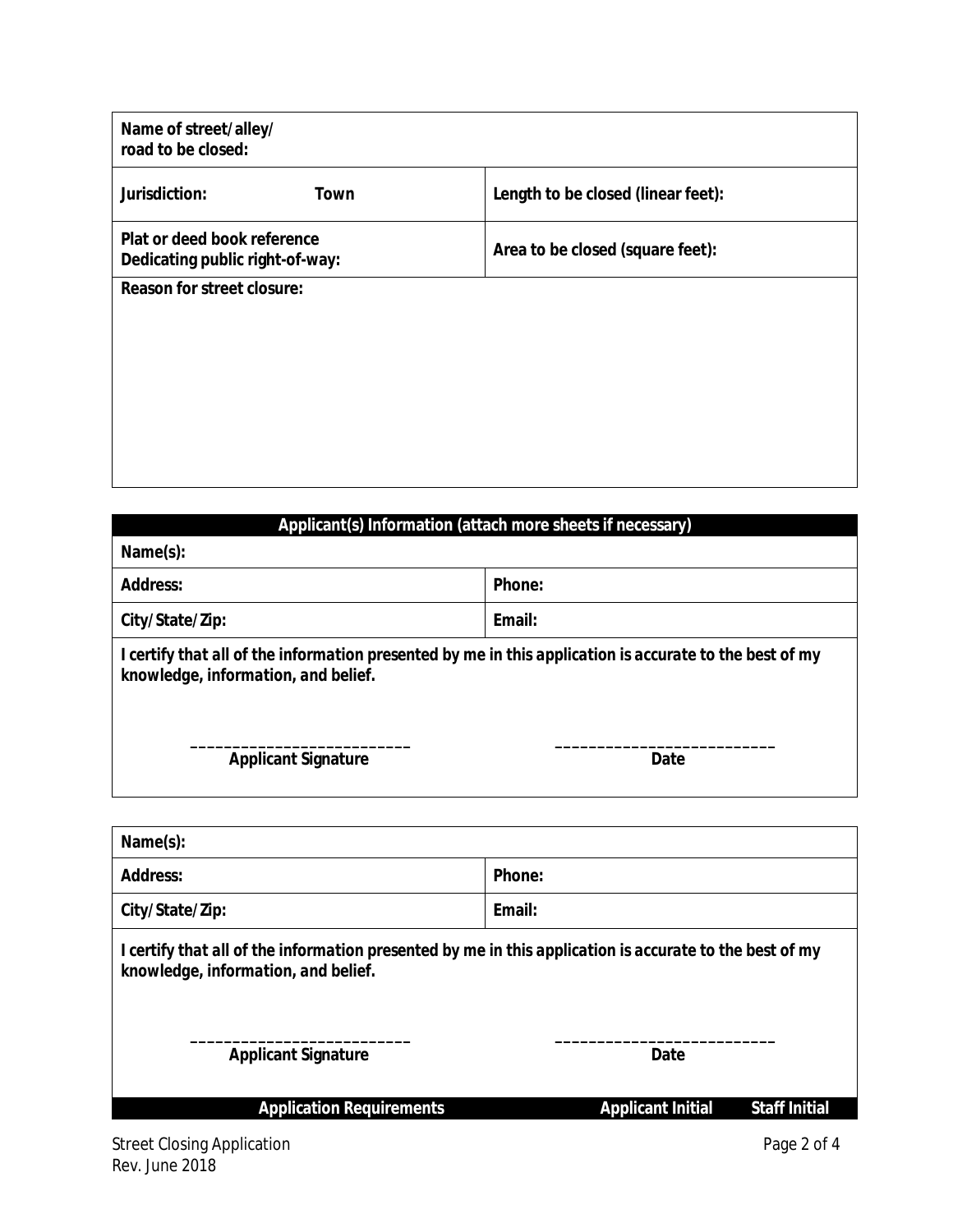| Name of street/alley/ road to be closed: | |
| --- | --- |
| **Jurisdiction:** Town | **Length to be closed (linear feet):** |
| **Plat or deed book reference Dedicating public right-of-way:** | **Area to be closed (square feet):** |
| **Reason for street closure:** | |

| Applicant(s) Information (attach more sheets if necessary) | |
| --- | --- |
| **Name(s):** | |
| **Address:** | **Phone:** |
| **City/State/Zip:** | **Email:** |

***I certify that all of the information presented by me in this application is accurate to the best of my knowledge, information, and belief.***

\_\_\_\_\_\_\_\_\_\_\_\_\_\_\_\_\_\_\_\_\_\_\_\_\_\_ **Applicant Signature**

\_\_\_\_\_\_\_\_\_\_\_\_\_\_\_\_\_\_\_\_\_\_\_\_\_\_ **Date**

| Name(s): | |
| --- | --- |
| **Address:** | **Phone:** |
| **City/State/Zip:** | **Email:** |

***I certify that all of the information presented by me in this application is accurate to the best of my knowledge, information, and belief.***

\_\_\_\_\_\_\_\_\_\_\_\_\_\_\_\_\_\_\_\_\_\_\_\_\_\_ **Applicant Signature**

\_\_\_\_\_\_\_\_\_\_\_\_\_\_\_\_\_\_\_\_\_\_\_\_\_\_ **Date**

| Application Requirements | Applicant Initial | Staff Initial |
| --- | --- | --- |

Street Closing Application
Rev. June 2018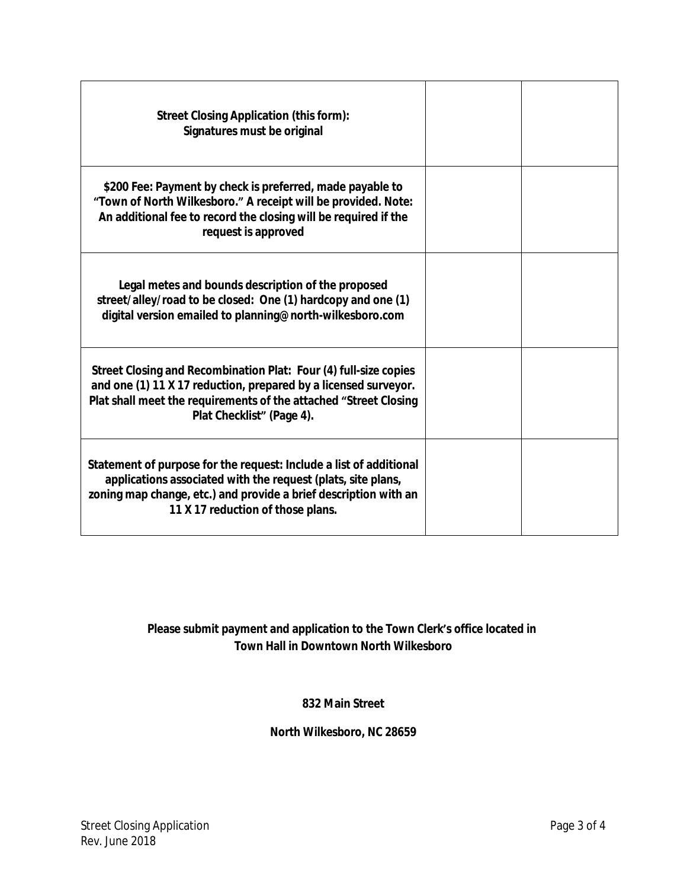| | | |
|---|---|---|
| **Street Closing Application (this form): Signatures must be original** | | |
| **$200 Fee: Payment by check is preferred, made payable to "Town of North Wilkesboro." A receipt will be provided. Note: An additional fee to record the closing will be required if the request is approved** | | |
| **Legal metes and bounds description of the proposed street/alley/road to be closed: One (1) hardcopy and one (1) digital version emailed to planning@north-wilkesboro.com** | | |
| **Street Closing and Recombination Plat: Four (4) full-size copies and one (1) 11 X 17 reduction, prepared by a licensed surveyor. Plat shall meet the requirements of the attached "Street Closing Plat Checklist" (Page 4).** | | |
| **Statement of purpose for the request: Include a list of additional applications associated with the request (plats, site plans, zoning map change, etc.) and provide a brief description with an 11 X 17 reduction of those plans.** | | |

**Please submit payment and application to the Town Clerk's office located in Town Hall in Downtown North Wilkesboro**

**832 Main Street**

**North Wilkesboro, NC 28659**

Street Closing Application
Rev. June 2018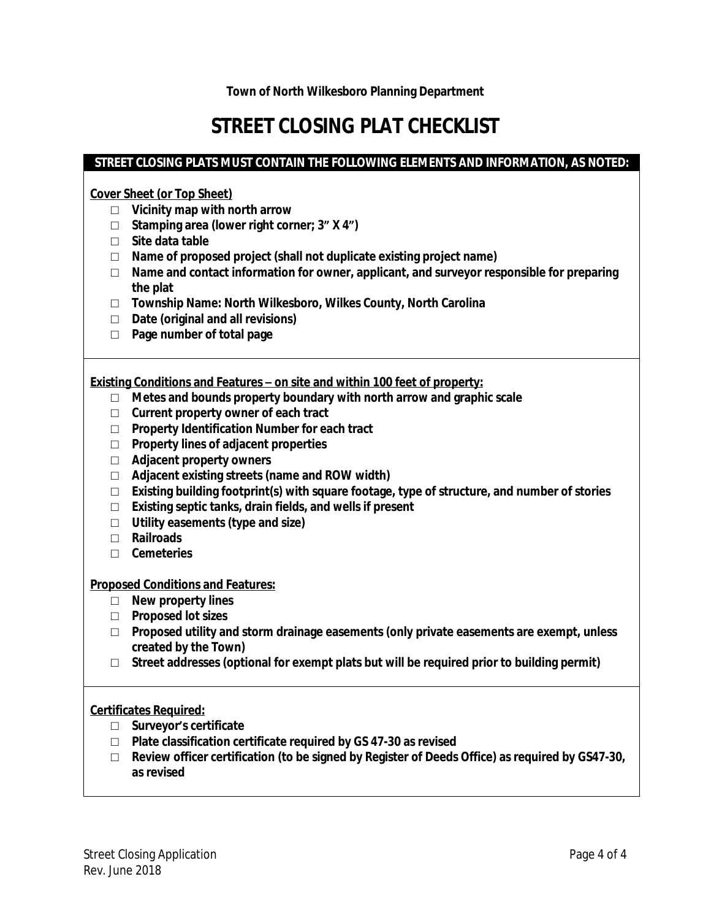Town of North Wilkesboro Planning Department

# STREET CLOSING PLAT CHECKLIST

**STREET CLOSING PLATS MUST CONTAIN THE FOLLOWING ELEMENTS AND INFORMATION, AS NOTED:**

**Cover Sheet (or Top Sheet)**

- □ **Vicinity map with north arrow**
- □ **Stamping area (lower right corner; 3" X 4")**
- □ **Site data table**
- □ **Name of proposed project (shall not duplicate existing project name)**
- □ **Name and contact information for owner, applicant, and surveyor responsible for preparing the plat**
- □ **Township Name: North Wilkesboro, Wilkes County, North Carolina**
- □ **Date (original and all revisions)**
- □ **Page number of total page**

**Existing Conditions and Features – on site and within 100 feet of property:**

- □ **Metes and bounds property boundary with north arrow and graphic scale**
- □ **Current property owner of each tract**
- □ **Property Identification Number for each tract**
- □ **Property lines of adjacent properties**
- □ **Adjacent property owners**
- □ **Adjacent existing streets (name and ROW width)**
- □ **Existing building footprint(s) with square footage, type of structure, and number of stories**
- □ **Existing septic tanks, drain fields, and wells if present**
- □ **Utility easements (type and size)**
- □ **Railroads**
- □ **Cemeteries**

**Proposed Conditions and Features:**

- □ **New property lines**
- □ **Proposed lot sizes**
- □ **Proposed utility and storm drainage easements (only private easements are exempt, unless created by the Town)**
- □ **Street addresses (optional for exempt plats but will be required prior to building permit)**

**Certificates Required:**

- □ **Surveyor's certificate**
- □ **Plate classification certificate required by GS 47-30 as revised**
- □ **Review officer certification (to be signed by Register of Deeds Office) as required by GS47-30, as revised**

Street Closing Application
Rev. June 2018